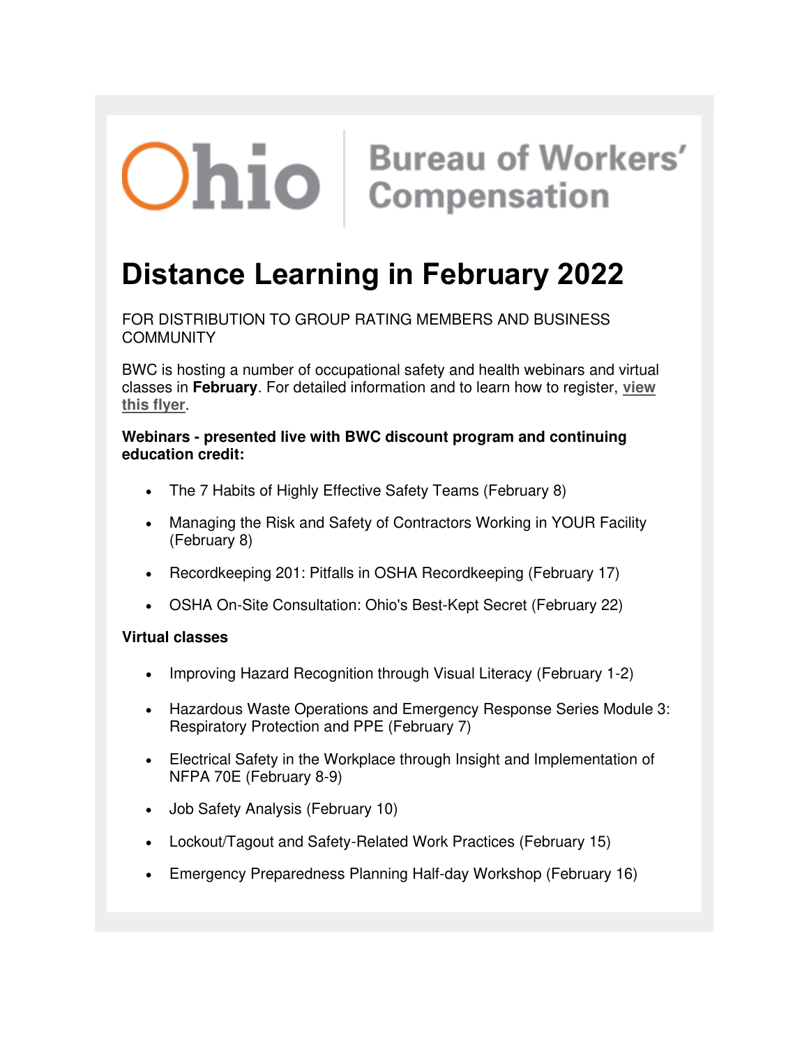Ohio | Bureau of Workers' Compensation

# Distance Learning in February 2022

FOR DISTRIBUTION TO GROUP RATING MEMBERS AND BUSINESS COMMUNITY

BWC is hosting a number of occupational safety and health webinars and virtual classes in **February**. For detailed information and to learn how to register, **view this flyer**.

**Webinars - presented live with BWC discount program and continuing education credit:**

- The 7 Habits of Highly Effective Safety Teams (February 8)
- Managing the Risk and Safety of Contractors Working in YOUR Facility (February 8)
- Recordkeeping 201: Pitfalls in OSHA Recordkeeping (February 17)
- OSHA On-Site Consultation: Ohio's Best-Kept Secret (February 22)

**Virtual classes**

- Improving Hazard Recognition through Visual Literacy (February 1-2)
- Hazardous Waste Operations and Emergency Response Series Module 3: Respiratory Protection and PPE (February 7)
- Electrical Safety in the Workplace through Insight and Implementation of NFPA 70E (February 8-9)
- Job Safety Analysis (February 10)
- Lockout/Tagout and Safety-Related Work Practices (February 15)
- Emergency Preparedness Planning Half-day Workshop (February 16)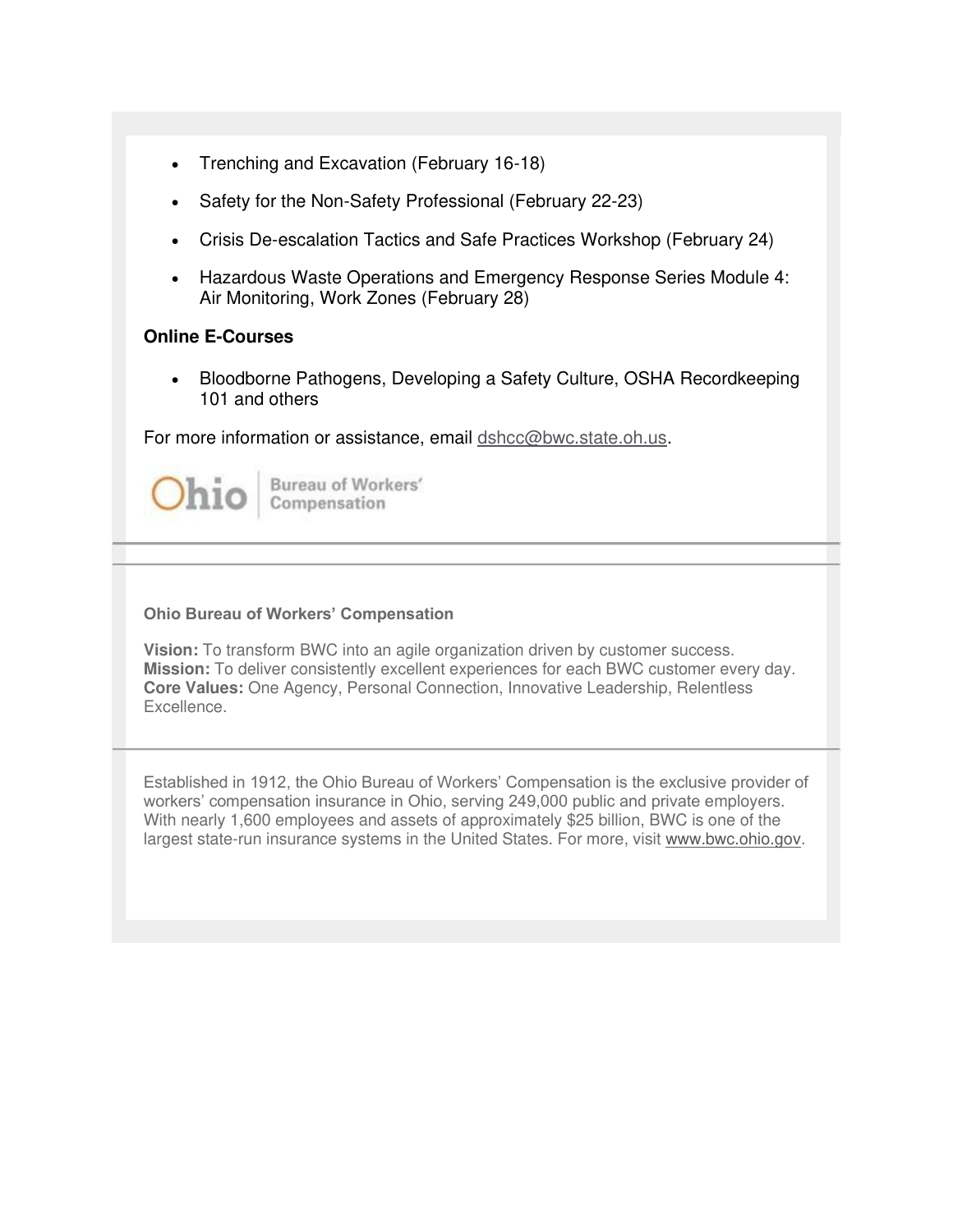- Trenching and Excavation (February 16-18)
- Safety for the Non-Safety Professional (February 22-23)
- Crisis De-escalation Tactics and Safe Practices Workshop (February 24)
- Hazardous Waste Operations and Emergency Response Series Module 4: Air Monitoring, Work Zones (February 28)

**Online E-Courses**

- Bloodborne Pathogens, Developing a Safety Culture, OSHA Recordkeeping 101 and others

For more information or assistance, email dshcc@bwc.state.oh.us.

Ohio | Bureau of Workers' Compensation

**Ohio Bureau of Workers' Compensation**

**Vision:** To transform BWC into an agile organization driven by customer success.
**Mission:** To deliver consistently excellent experiences for each BWC customer every day.
**Core Values:** One Agency, Personal Connection, Innovative Leadership, Relentless Excellence.

Established in 1912, the Ohio Bureau of Workers' Compensation is the exclusive provider of workers' compensation insurance in Ohio, serving 249,000 public and private employers. With nearly 1,600 employees and assets of approximately $25 billion, BWC is one of the largest state-run insurance systems in the United States. For more, visit www.bwc.ohio.gov.